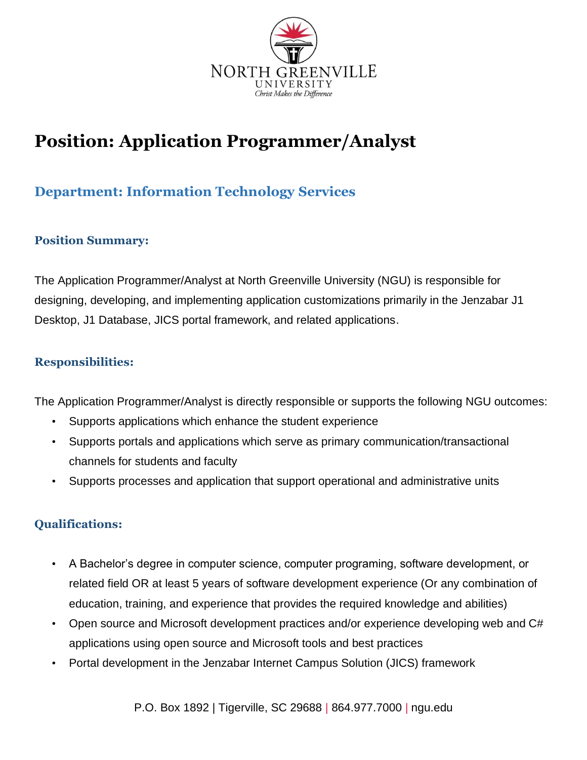NORTH GREENVILLE UNIVERSITY

*Christ Makes the Difference*

# Position: Application Programmer/Analyst

## Department: Information Technology Services

### Position Summary:

The Application Programmer/Analyst at North Greenville University (NGU) is responsible for designing, developing, and implementing application customizations primarily in the Jenzabar J1 Desktop, J1 Database, JICS portal framework, and related applications.

### Responsibilities:

The Application Programmer/Analyst is directly responsible or supports the following NGU outcomes:

- Supports applications which enhance the student experience
- Supports portals and applications which serve as primary communication/transactional channels for students and faculty
- Supports processes and application that support operational and administrative units

### Qualifications:

- A Bachelor's degree in computer science, computer programing, software development, or related field OR at least 5 years of software development experience (Or any combination of education, training, and experience that provides the required knowledge and abilities)
- Open source and Microsoft development practices and/or experience developing web and C# applications using open source and Microsoft tools and best practices
- Portal development in the Jenzabar Internet Campus Solution (JICS) framework

P.O. Box 1892 | Tigerville, SC 29688 | 864.977.7000 | ngu.edu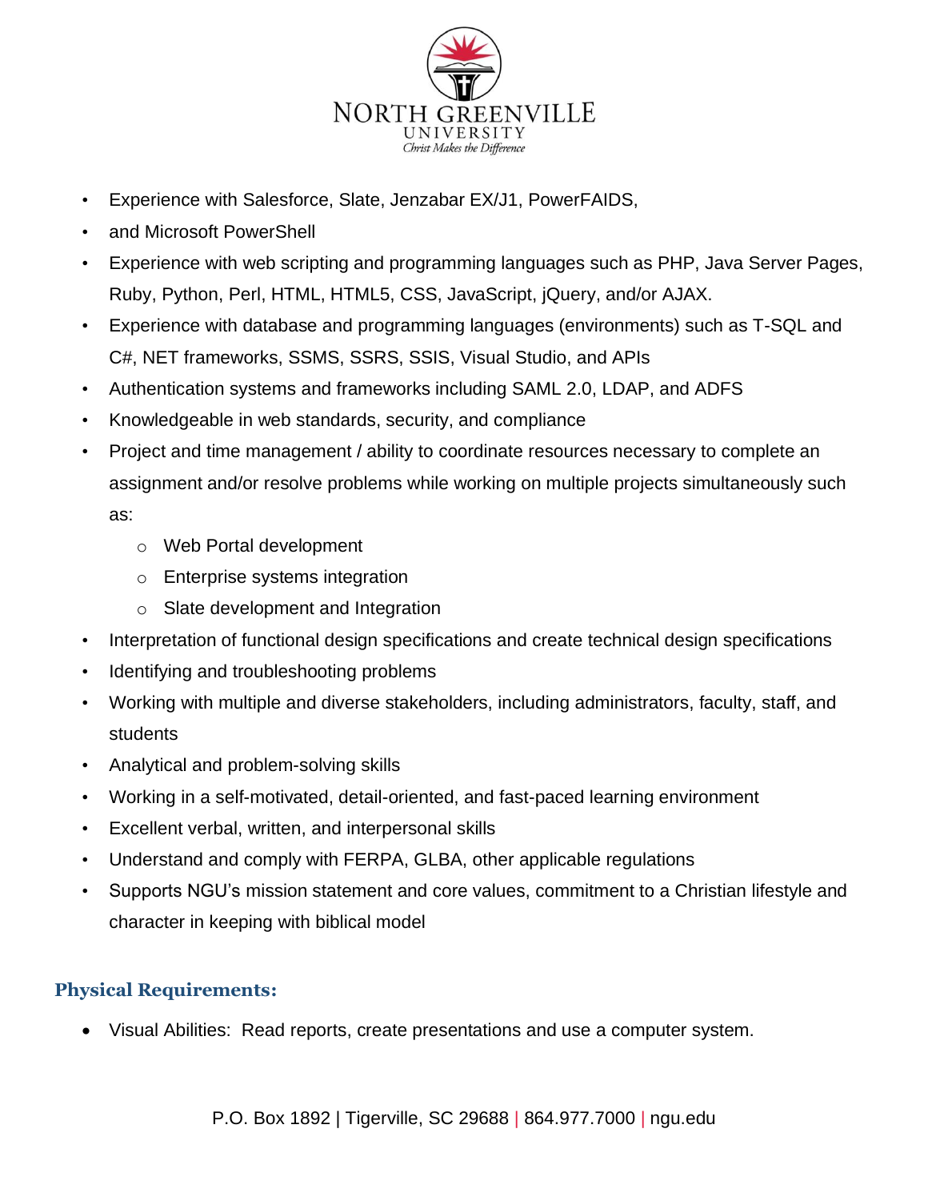- Experience with Salesforce, Slate, Jenzabar EX/J1, PowerFAIDS,
- and Microsoft PowerShell
- Experience with web scripting and programming languages such as PHP, Java Server Pages, Ruby, Python, Perl, HTML, HTML5, CSS, JavaScript, jQuery, and/or AJAX.
- Experience with database and programming languages (environments) such as T-SQL and C#, NET frameworks, SSMS, SSRS, SSIS, Visual Studio, and APIs
- Authentication systems and frameworks including SAML 2.0, LDAP, and ADFS
- Knowledgeable in web standards, security, and compliance
- Project and time management / ability to coordinate resources necessary to complete an assignment and/or resolve problems while working on multiple projects simultaneously such as:
  - Web Portal development
  - Enterprise systems integration
  - Slate development and Integration
- Interpretation of functional design specifications and create technical design specifications
- Identifying and troubleshooting problems
- Working with multiple and diverse stakeholders, including administrators, faculty, staff, and students
- Analytical and problem-solving skills
- Working in a self-motivated, detail-oriented, and fast-paced learning environment
- Excellent verbal, written, and interpersonal skills
- Understand and comply with FERPA, GLBA, other applicable regulations
- Supports NGU's mission statement and core values, commitment to a Christian lifestyle and character in keeping with biblical model

## Physical Requirements:

- Visual Abilities: Read reports, create presentations and use a computer system.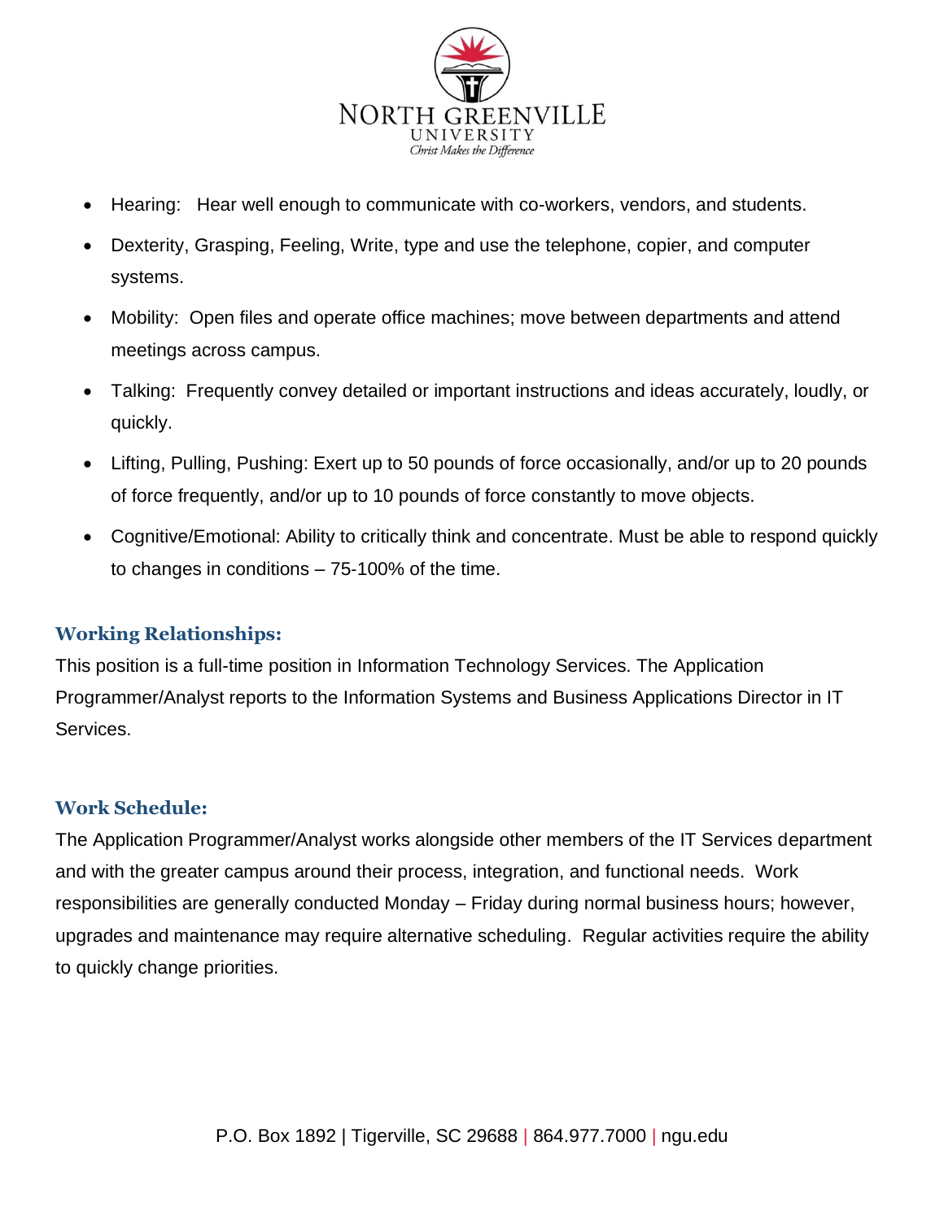- Hearing: Hear well enough to communicate with co-workers, vendors, and students.
- Dexterity, Grasping, Feeling, Write, type and use the telephone, copier, and computer systems.
- Mobility: Open files and operate office machines; move between departments and attend meetings across campus.
- Talking: Frequently convey detailed or important instructions and ideas accurately, loudly, or quickly.
- Lifting, Pulling, Pushing: Exert up to 50 pounds of force occasionally, and/or up to 20 pounds of force frequently, and/or up to 10 pounds of force constantly to move objects.
- Cognitive/Emotional: Ability to critically think and concentrate. Must be able to respond quickly to changes in conditions – 75-100% of the time.

### Working Relationships:

This position is a full-time position in Information Technology Services. The Application Programmer/Analyst reports to the Information Systems and Business Applications Director in IT Services.

### Work Schedule:

The Application Programmer/Analyst works alongside other members of the IT Services department and with the greater campus around their process, integration, and functional needs. Work responsibilities are generally conducted Monday – Friday during normal business hours; however, upgrades and maintenance may require alternative scheduling. Regular activities require the ability to quickly change priorities.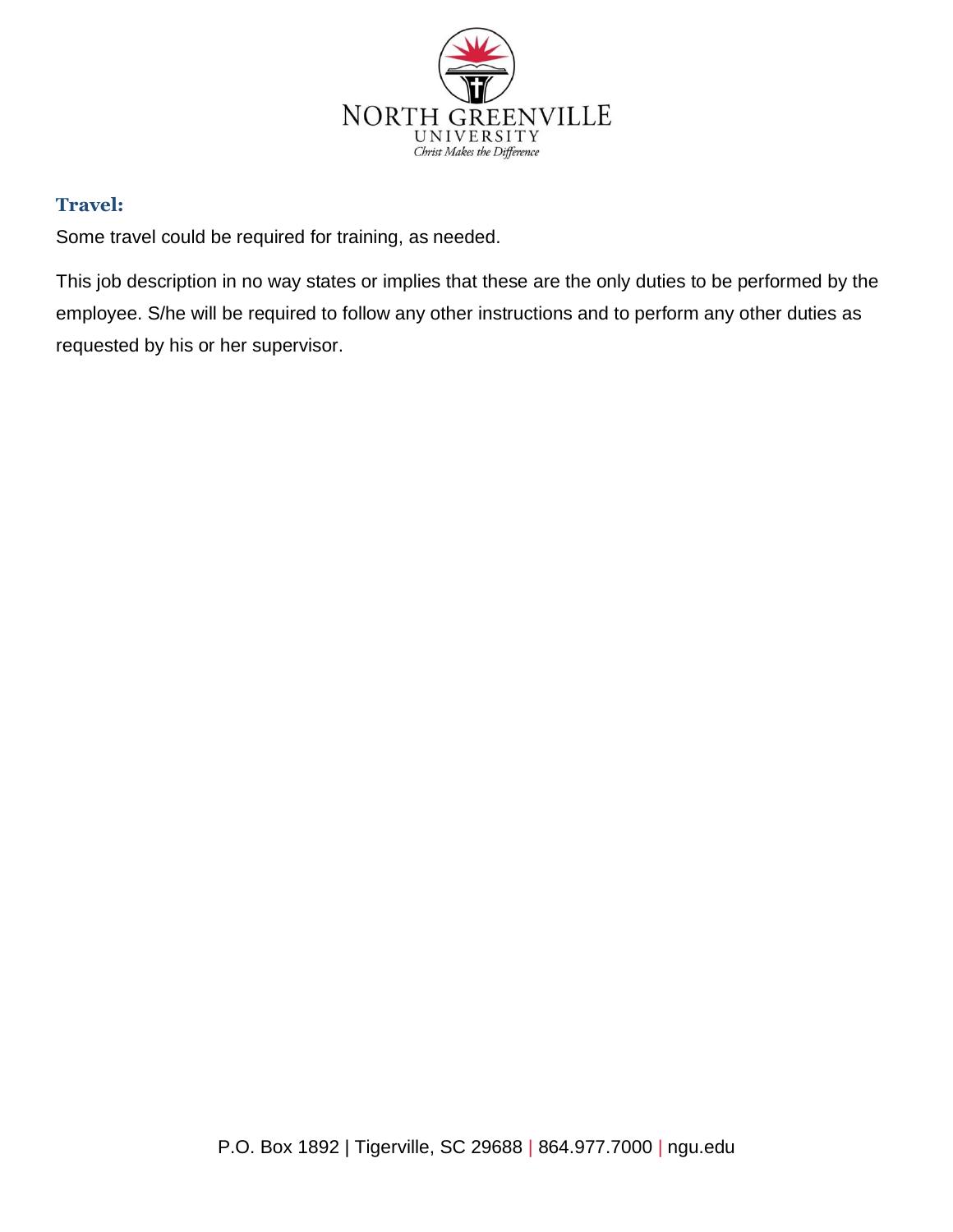### Travel:

Some travel could be required for training, as needed.

This job description in no way states or implies that these are the only duties to be performed by the employee. S/he will be required to follow any other instructions and to perform any other duties as requested by his or her supervisor.